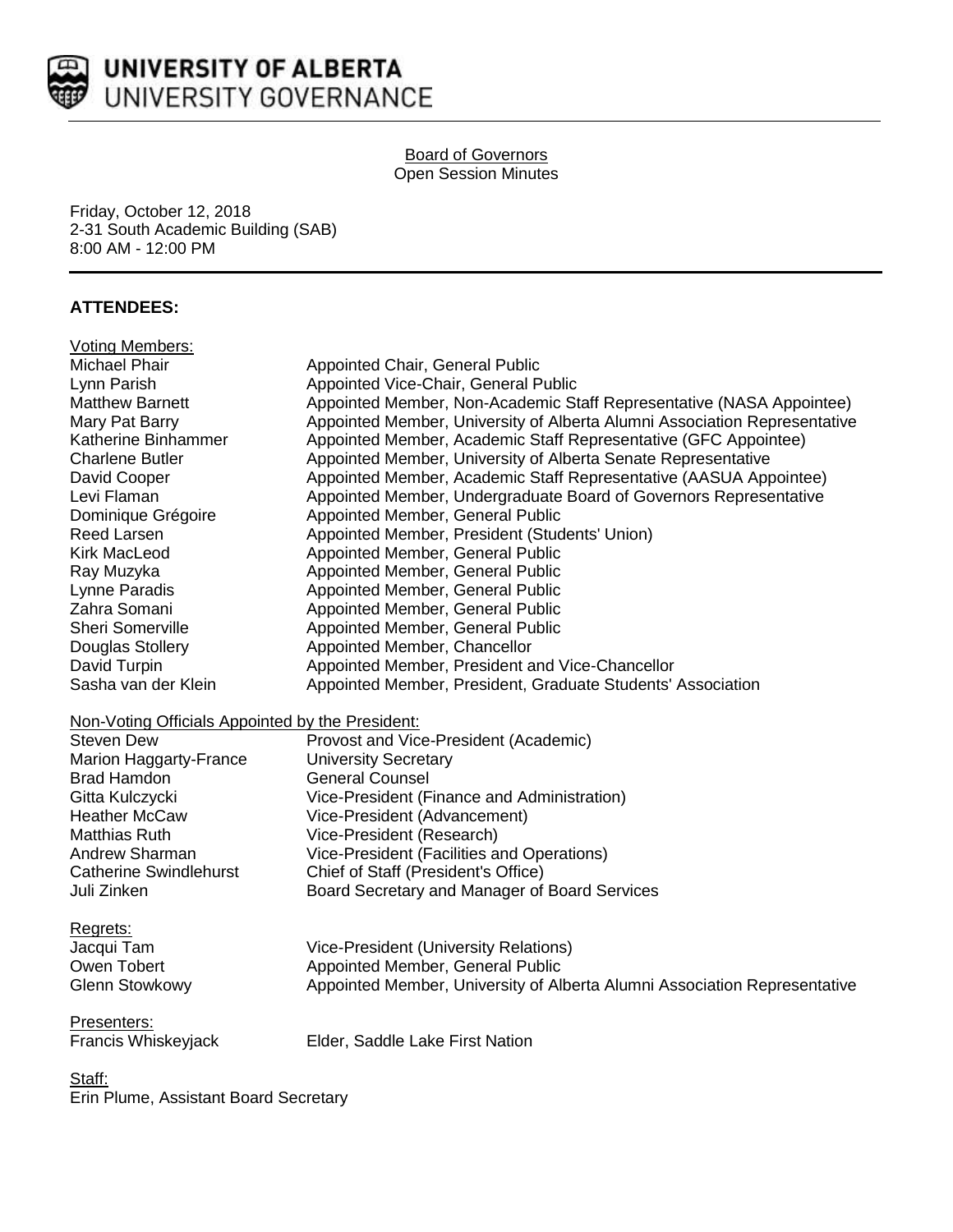UNIVERSITY OF ALBERTA
UNIVERSITY GOVERNANCE

Board of Governors
Open Session Minutes

Friday, October 12, 2018
2-31 South Academic Building (SAB)
8:00 AM - 12:00 PM

## ATTENDEES:

Voting Members:

| | |
|---|---|
| Michael Phair | Appointed Chair, General Public |
| Lynn Parish | Appointed Vice-Chair, General Public |
| Matthew Barnett | Appointed Member, Non-Academic Staff Representative (NASA Appointee) |
| Mary Pat Barry | Appointed Member, University of Alberta Alumni Association Representative |
| Katherine Binhammer | Appointed Member, Academic Staff Representative (GFC Appointee) |
| Charlene Butler | Appointed Member, University of Alberta Senate Representative |
| David Cooper | Appointed Member, Academic Staff Representative (AASUA Appointee) |
| Levi Flaman | Appointed Member, Undergraduate Board of Governors Representative |
| Dominique Grégoire | Appointed Member, General Public |
| Reed Larsen | Appointed Member, President (Students' Union) |
| Kirk MacLeod | Appointed Member, General Public |
| Ray Muzyka | Appointed Member, General Public |
| Lynne Paradis | Appointed Member, General Public |
| Zahra Somani | Appointed Member, General Public |
| Sheri Somerville | Appointed Member, General Public |
| Douglas Stollery | Appointed Member, Chancellor |
| David Turpin | Appointed Member, President and Vice-Chancellor |
| Sasha van der Klein | Appointed Member, President, Graduate Students' Association |

Non-Voting Officials Appointed by the President:

| | |
|---|---|
| Steven Dew | Provost and Vice-President (Academic) |
| Marion Haggarty-France | University Secretary |
| Brad Hamdon | General Counsel |
| Gitta Kulczycki | Vice-President (Finance and Administration) |
| Heather McCaw | Vice-President (Advancement) |
| Matthias Ruth | Vice-President (Research) |
| Andrew Sharman | Vice-President (Facilities and Operations) |
| Catherine Swindlehurst | Chief of Staff (President's Office) |
| Juli Zinken | Board Secretary and Manager of Board Services |

Regrets:

| | |
|---|---|
| Jacqui Tam | Vice-President (University Relations) |
| Owen Tobert | Appointed Member, General Public |
| Glenn Stowkowy | Appointed Member, University of Alberta Alumni Association Representative |

Presenters:

| | |
|---|---|
| Francis Whiskeyjack | Elder, Saddle Lake First Nation |

Staff:
Erin Plume, Assistant Board Secretary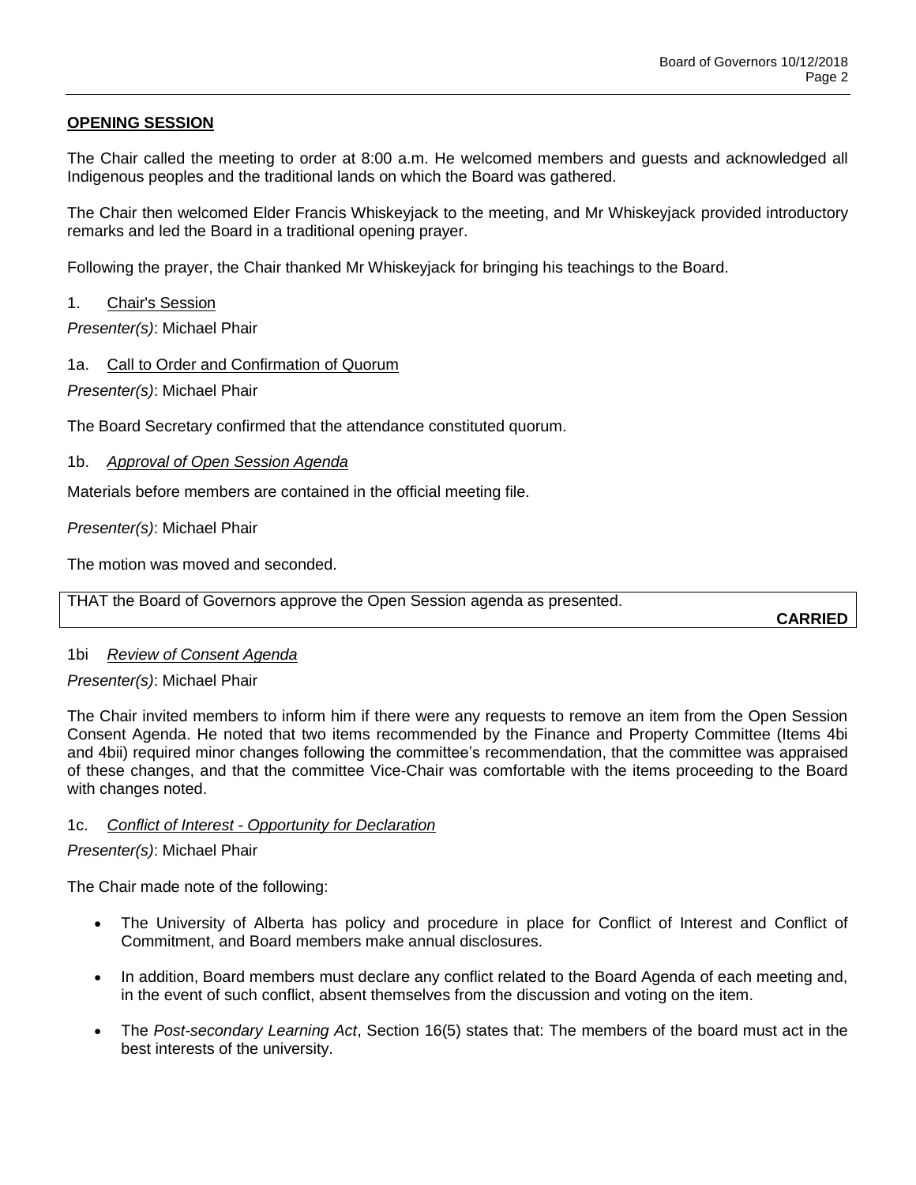**OPENING SESSION**

The Chair called the meeting to order at 8:00 a.m. He welcomed members and guests and acknowledged all Indigenous peoples and the traditional lands on which the Board was gathered.

The Chair then welcomed Elder Francis Whiskeyjack to the meeting, and Mr Whiskeyjack provided introductory remarks and led the Board in a traditional opening prayer.

Following the prayer, the Chair thanked Mr Whiskeyjack for bringing his teachings to the Board.

1. Chair's Session

*Presenter(s)*: Michael Phair

1a. Call to Order and Confirmation of Quorum

*Presenter(s)*: Michael Phair

The Board Secretary confirmed that the attendance constituted quorum.

1b. *Approval of Open Session Agenda*

Materials before members are contained in the official meeting file.

*Presenter(s)*: Michael Phair

The motion was moved and seconded.

THAT the Board of Governors approve the Open Session agenda as presented.

**CARRIED**

1bi *Review of Consent Agenda*

*Presenter(s)*: Michael Phair

The Chair invited members to inform him if there were any requests to remove an item from the Open Session Consent Agenda. He noted that two items recommended by the Finance and Property Committee (Items 4bi and 4bii) required minor changes following the committee's recommendation, that the committee was appraised of these changes, and that the committee Vice-Chair was comfortable with the items proceeding to the Board with changes noted.

1c. *Conflict of Interest - Opportunity for Declaration*

*Presenter(s)*: Michael Phair

The Chair made note of the following:

- The University of Alberta has policy and procedure in place for Conflict of Interest and Conflict of Commitment, and Board members make annual disclosures.
- In addition, Board members must declare any conflict related to the Board Agenda of each meeting and, in the event of such conflict, absent themselves from the discussion and voting on the item.
- The *Post-secondary Learning Act*, Section 16(5) states that: The members of the board must act in the best interests of the university.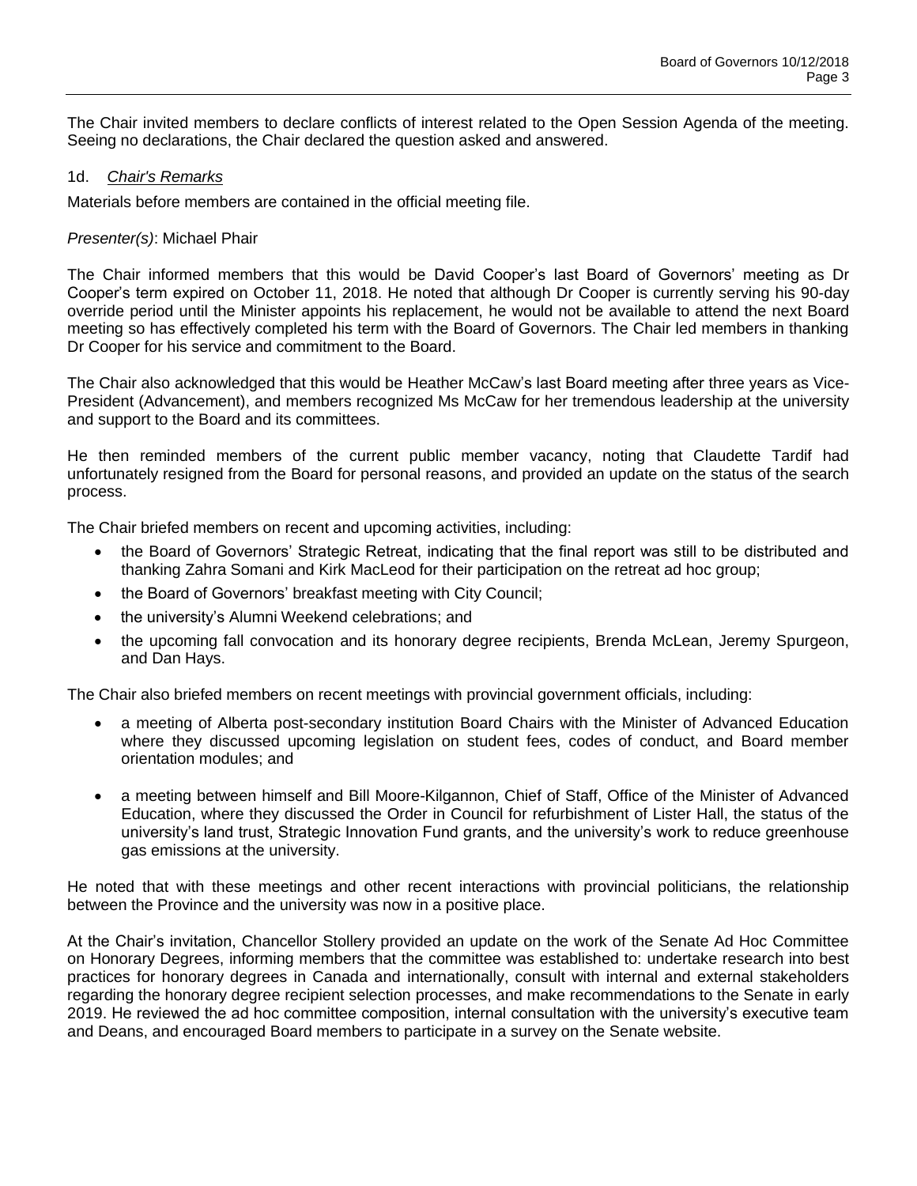The Chair invited members to declare conflicts of interest related to the Open Session Agenda of the meeting. Seeing no declarations, the Chair declared the question asked and answered.

### 1d. *Chair's Remarks*

Materials before members are contained in the official meeting file.

*Presenter(s)*: Michael Phair

The Chair informed members that this would be David Cooper's last Board of Governors' meeting as Dr Cooper's term expired on October 11, 2018. He noted that although Dr Cooper is currently serving his 90-day override period until the Minister appoints his replacement, he would not be available to attend the next Board meeting so has effectively completed his term with the Board of Governors. The Chair led members in thanking Dr Cooper for his service and commitment to the Board.

The Chair also acknowledged that this would be Heather McCaw's last Board meeting after three years as Vice-President (Advancement), and members recognized Ms McCaw for her tremendous leadership at the university and support to the Board and its committees.

He then reminded members of the current public member vacancy, noting that Claudette Tardif had unfortunately resigned from the Board for personal reasons, and provided an update on the status of the search process.

The Chair briefed members on recent and upcoming activities, including:

- the Board of Governors' Strategic Retreat, indicating that the final report was still to be distributed and thanking Zahra Somani and Kirk MacLeod for their participation on the retreat ad hoc group;
- the Board of Governors' breakfast meeting with City Council;
- the university's Alumni Weekend celebrations; and
- the upcoming fall convocation and its honorary degree recipients, Brenda McLean, Jeremy Spurgeon, and Dan Hays.

The Chair also briefed members on recent meetings with provincial government officials, including:

- a meeting of Alberta post-secondary institution Board Chairs with the Minister of Advanced Education where they discussed upcoming legislation on student fees, codes of conduct, and Board member orientation modules; and
- a meeting between himself and Bill Moore-Kilgannon, Chief of Staff, Office of the Minister of Advanced Education, where they discussed the Order in Council for refurbishment of Lister Hall, the status of the university's land trust, Strategic Innovation Fund grants, and the university's work to reduce greenhouse gas emissions at the university.

He noted that with these meetings and other recent interactions with provincial politicians, the relationship between the Province and the university was now in a positive place.

At the Chair's invitation, Chancellor Stollery provided an update on the work of the Senate Ad Hoc Committee on Honorary Degrees, informing members that the committee was established to: undertake research into best practices for honorary degrees in Canada and internationally, consult with internal and external stakeholders regarding the honorary degree recipient selection processes, and make recommendations to the Senate in early 2019. He reviewed the ad hoc committee composition, internal consultation with the university's executive team and Deans, and encouraged Board members to participate in a survey on the Senate website.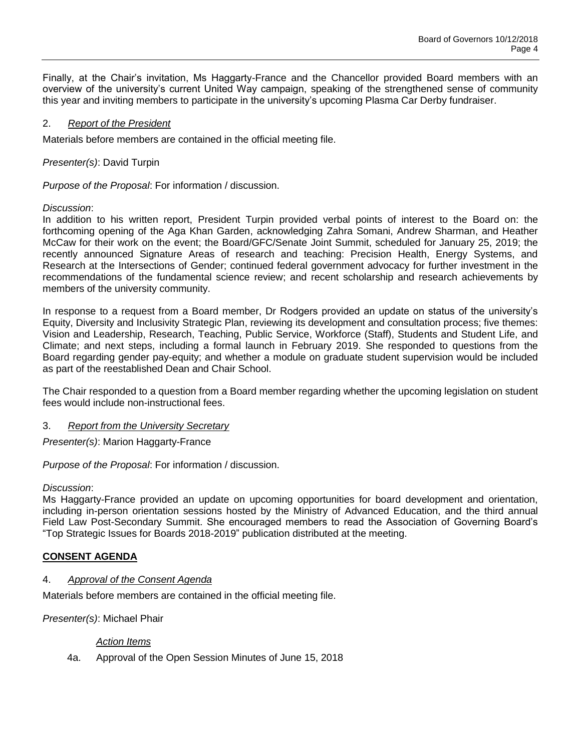Finally, at the Chair's invitation, Ms Haggarty-France and the Chancellor provided Board members with an overview of the university's current United Way campaign, speaking of the strengthened sense of community this year and inviting members to participate in the university's upcoming Plasma Car Derby fundraiser.

2. *Report of the President*

Materials before members are contained in the official meeting file.

*Presenter(s)*: David Turpin

*Purpose of the Proposal*: For information / discussion.

*Discussion*:
In addition to his written report, President Turpin provided verbal points of interest to the Board on: the forthcoming opening of the Aga Khan Garden, acknowledging Zahra Somani, Andrew Sharman, and Heather McCaw for their work on the event; the Board/GFC/Senate Joint Summit, scheduled for January 25, 2019; the recently announced Signature Areas of research and teaching: Precision Health, Energy Systems, and Research at the Intersections of Gender; continued federal government advocacy for further investment in the recommendations of the fundamental science review; and recent scholarship and research achievements by members of the university community.

In response to a request from a Board member, Dr Rodgers provided an update on status of the university's Equity, Diversity and Inclusivity Strategic Plan, reviewing its development and consultation process; five themes: Vision and Leadership, Research, Teaching, Public Service, Workforce (Staff), Students and Student Life, and Climate; and next steps, including a formal launch in February 2019. She responded to questions from the Board regarding gender pay-equity; and whether a module on graduate student supervision would be included as part of the reestablished Dean and Chair School.

The Chair responded to a question from a Board member regarding whether the upcoming legislation on student fees would include non-instructional fees.

3. *Report from the University Secretary*

*Presenter(s)*: Marion Haggarty-France

*Purpose of the Proposal*: For information / discussion.

*Discussion*:
Ms Haggarty-France provided an update on upcoming opportunities for board development and orientation, including in-person orientation sessions hosted by the Ministry of Advanced Education, and the third annual Field Law Post-Secondary Summit. She encouraged members to read the Association of Governing Board's "Top Strategic Issues for Boards 2018-2019" publication distributed at the meeting.

**CONSENT AGENDA**

4. *Approval of the Consent Agenda*

Materials before members are contained in the official meeting file.

*Presenter(s)*: Michael Phair

*Action Items*

4a. Approval of the Open Session Minutes of June 15, 2018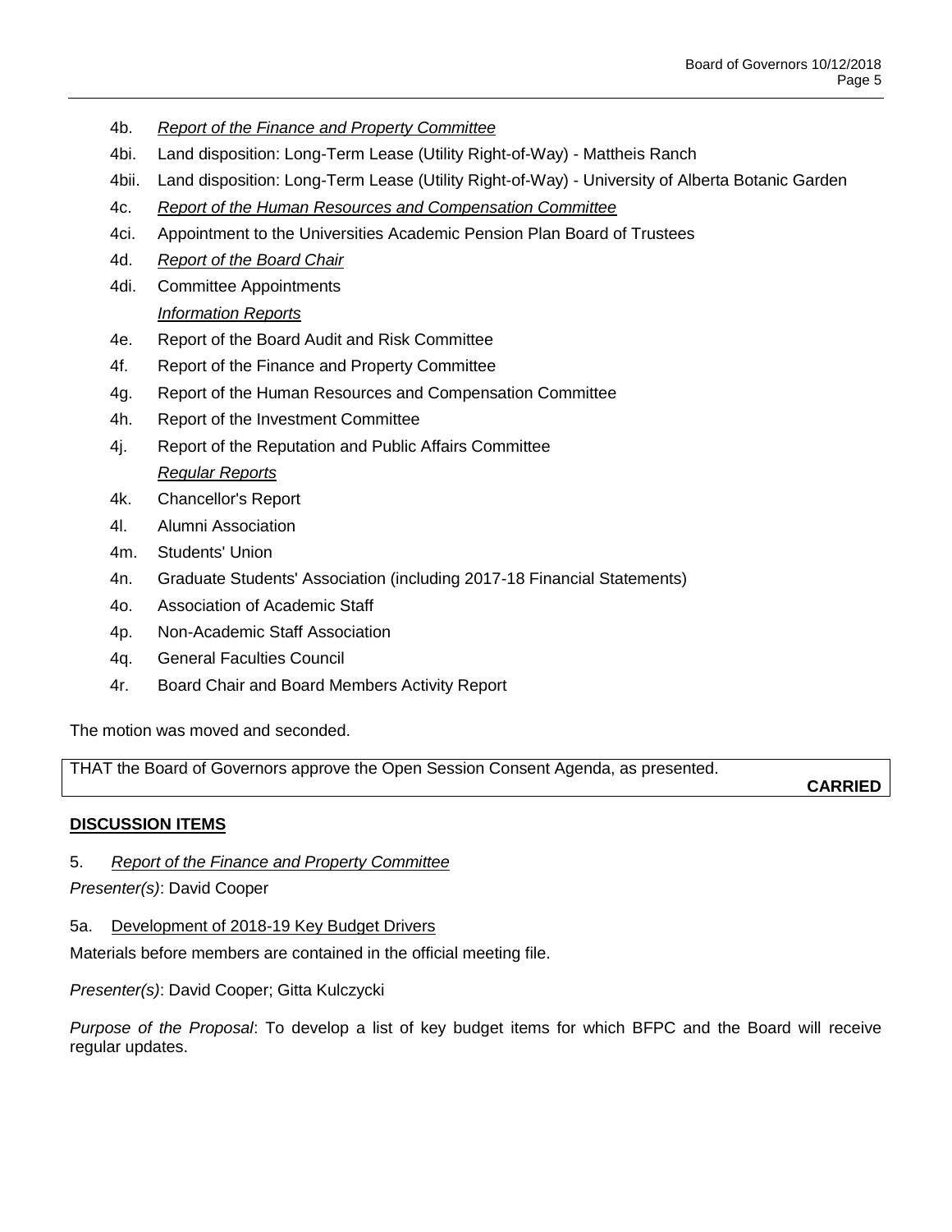4b. *Report of the Finance and Property Committee*

4bi. Land disposition: Long-Term Lease (Utility Right-of-Way) - Mattheis Ranch

4bii. Land disposition: Long-Term Lease (Utility Right-of-Way) - University of Alberta Botanic Garden

4c. *Report of the Human Resources and Compensation Committee*

4ci. Appointment to the Universities Academic Pension Plan Board of Trustees

4d. *Report of the Board Chair*

4di. Committee Appointments

*Information Reports*

4e. Report of the Board Audit and Risk Committee

4f. Report of the Finance and Property Committee

4g. Report of the Human Resources and Compensation Committee

4h. Report of the Investment Committee

4j. Report of the Reputation and Public Affairs Committee

*Regular Reports*

4k. Chancellor's Report

4l. Alumni Association

4m. Students' Union

4n. Graduate Students' Association (including 2017-18 Financial Statements)

4o. Association of Academic Staff

4p. Non-Academic Staff Association

4q. General Faculties Council

4r. Board Chair and Board Members Activity Report

The motion was moved and seconded.

THAT the Board of Governors approve the Open Session Consent Agenda, as presented.

**CARRIED**

**DISCUSSION ITEMS**

5. *Report of the Finance and Property Committee*

*Presenter(s)*: David Cooper

5a. Development of 2018-19 Key Budget Drivers

Materials before members are contained in the official meeting file.

*Presenter(s)*: David Cooper; Gitta Kulczycki

*Purpose of the Proposal*: To develop a list of key budget items for which BFPC and the Board will receive regular updates.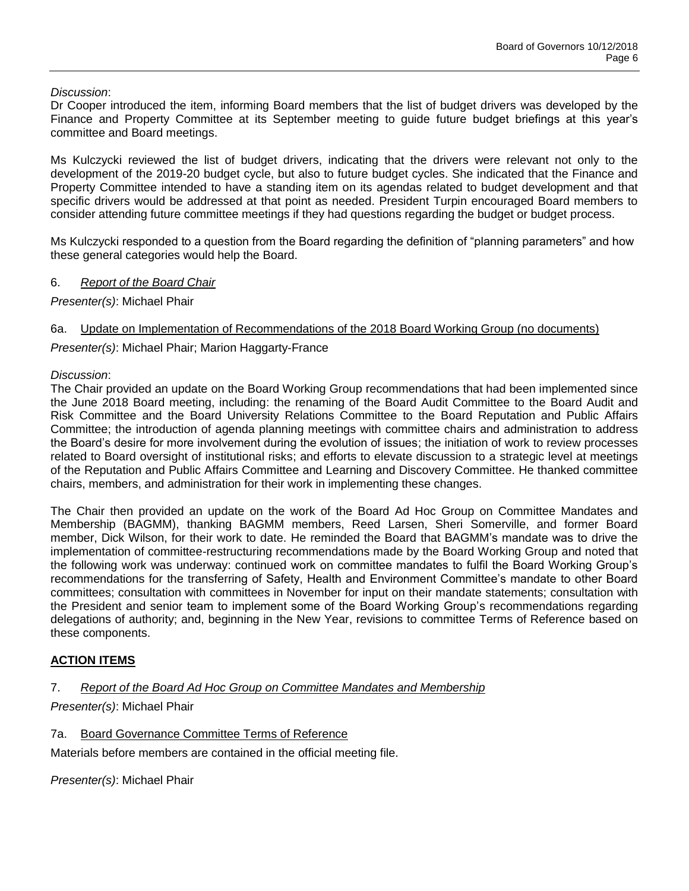*Discussion*:
Dr Cooper introduced the item, informing Board members that the list of budget drivers was developed by the Finance and Property Committee at its September meeting to guide future budget briefings at this year's committee and Board meetings.

Ms Kulczycki reviewed the list of budget drivers, indicating that the drivers were relevant not only to the development of the 2019-20 budget cycle, but also to future budget cycles. She indicated that the Finance and Property Committee intended to have a standing item on its agendas related to budget development and that specific drivers would be addressed at that point as needed. President Turpin encouraged Board members to consider attending future committee meetings if they had questions regarding the budget or budget process.

Ms Kulczycki responded to a question from the Board regarding the definition of "planning parameters" and how these general categories would help the Board.

6. *Report of the Board Chair*

*Presenter(s)*: Michael Phair

6a. Update on Implementation of Recommendations of the 2018 Board Working Group (no documents)

*Presenter(s)*: Michael Phair; Marion Haggarty-France

*Discussion*:
The Chair provided an update on the Board Working Group recommendations that had been implemented since the June 2018 Board meeting, including: the renaming of the Board Audit Committee to the Board Audit and Risk Committee and the Board University Relations Committee to the Board Reputation and Public Affairs Committee; the introduction of agenda planning meetings with committee chairs and administration to address the Board's desire for more involvement during the evolution of issues; the initiation of work to review processes related to Board oversight of institutional risks; and efforts to elevate discussion to a strategic level at meetings of the Reputation and Public Affairs Committee and Learning and Discovery Committee. He thanked committee chairs, members, and administration for their work in implementing these changes.

The Chair then provided an update on the work of the Board Ad Hoc Group on Committee Mandates and Membership (BAGMM), thanking BAGMM members, Reed Larsen, Sheri Somerville, and former Board member, Dick Wilson, for their work to date. He reminded the Board that BAGMM's mandate was to drive the implementation of committee-restructuring recommendations made by the Board Working Group and noted that the following work was underway: continued work on committee mandates to fulfil the Board Working Group's recommendations for the transferring of Safety, Health and Environment Committee's mandate to other Board committees; consultation with committees in November for input on their mandate statements; consultation with the President and senior team to implement some of the Board Working Group's recommendations regarding delegations of authority; and, beginning in the New Year, revisions to committee Terms of Reference based on these components.

**ACTION ITEMS**

7. *Report of the Board Ad Hoc Group on Committee Mandates and Membership*

*Presenter(s)*: Michael Phair

7a. Board Governance Committee Terms of Reference

Materials before members are contained in the official meeting file.

*Presenter(s)*: Michael Phair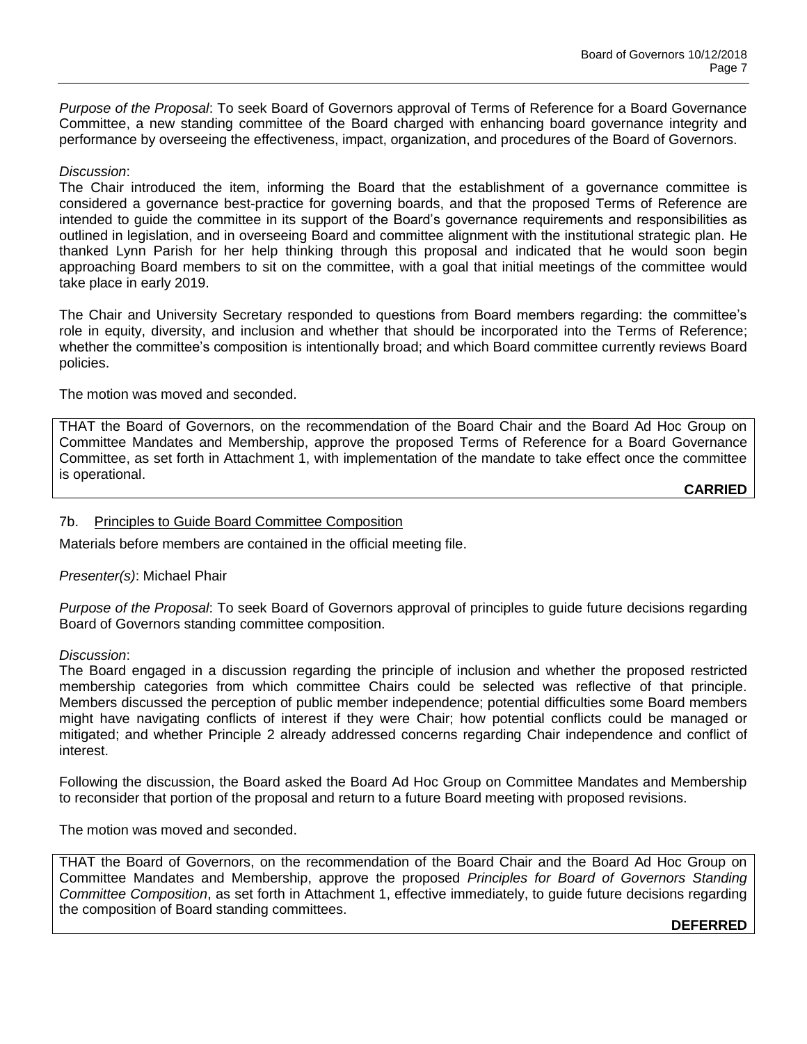*Purpose of the Proposal*: To seek Board of Governors approval of Terms of Reference for a Board Governance Committee, a new standing committee of the Board charged with enhancing board governance integrity and performance by overseeing the effectiveness, impact, organization, and procedures of the Board of Governors.

*Discussion*:
The Chair introduced the item, informing the Board that the establishment of a governance committee is considered a governance best-practice for governing boards, and that the proposed Terms of Reference are intended to guide the committee in its support of the Board's governance requirements and responsibilities as outlined in legislation, and in overseeing Board and committee alignment with the institutional strategic plan. He thanked Lynn Parish for her help thinking through this proposal and indicated that he would soon begin approaching Board members to sit on the committee, with a goal that initial meetings of the committee would take place in early 2019.

The Chair and University Secretary responded to questions from Board members regarding: the committee's role in equity, diversity, and inclusion and whether that should be incorporated into the Terms of Reference; whether the committee's composition is intentionally broad; and which Board committee currently reviews Board policies.

The motion was moved and seconded.

THAT the Board of Governors, on the recommendation of the Board Chair and the Board Ad Hoc Group on Committee Mandates and Membership, approve the proposed Terms of Reference for a Board Governance Committee, as set forth in Attachment 1, with implementation of the mandate to take effect once the committee is operational.

**CARRIED**

### 7b. Principles to Guide Board Committee Composition

Materials before members are contained in the official meeting file.

*Presenter(s)*: Michael Phair

*Purpose of the Proposal*: To seek Board of Governors approval of principles to guide future decisions regarding Board of Governors standing committee composition.

*Discussion*:
The Board engaged in a discussion regarding the principle of inclusion and whether the proposed restricted membership categories from which committee Chairs could be selected was reflective of that principle. Members discussed the perception of public member independence; potential difficulties some Board members might have navigating conflicts of interest if they were Chair; how potential conflicts could be managed or mitigated; and whether Principle 2 already addressed concerns regarding Chair independence and conflict of interest.

Following the discussion, the Board asked the Board Ad Hoc Group on Committee Mandates and Membership to reconsider that portion of the proposal and return to a future Board meeting with proposed revisions.

The motion was moved and seconded.

THAT the Board of Governors, on the recommendation of the Board Chair and the Board Ad Hoc Group on Committee Mandates and Membership, approve the proposed *Principles for Board of Governors Standing Committee Composition*, as set forth in Attachment 1, effective immediately, to guide future decisions regarding the composition of Board standing committees.

**DEFERRED**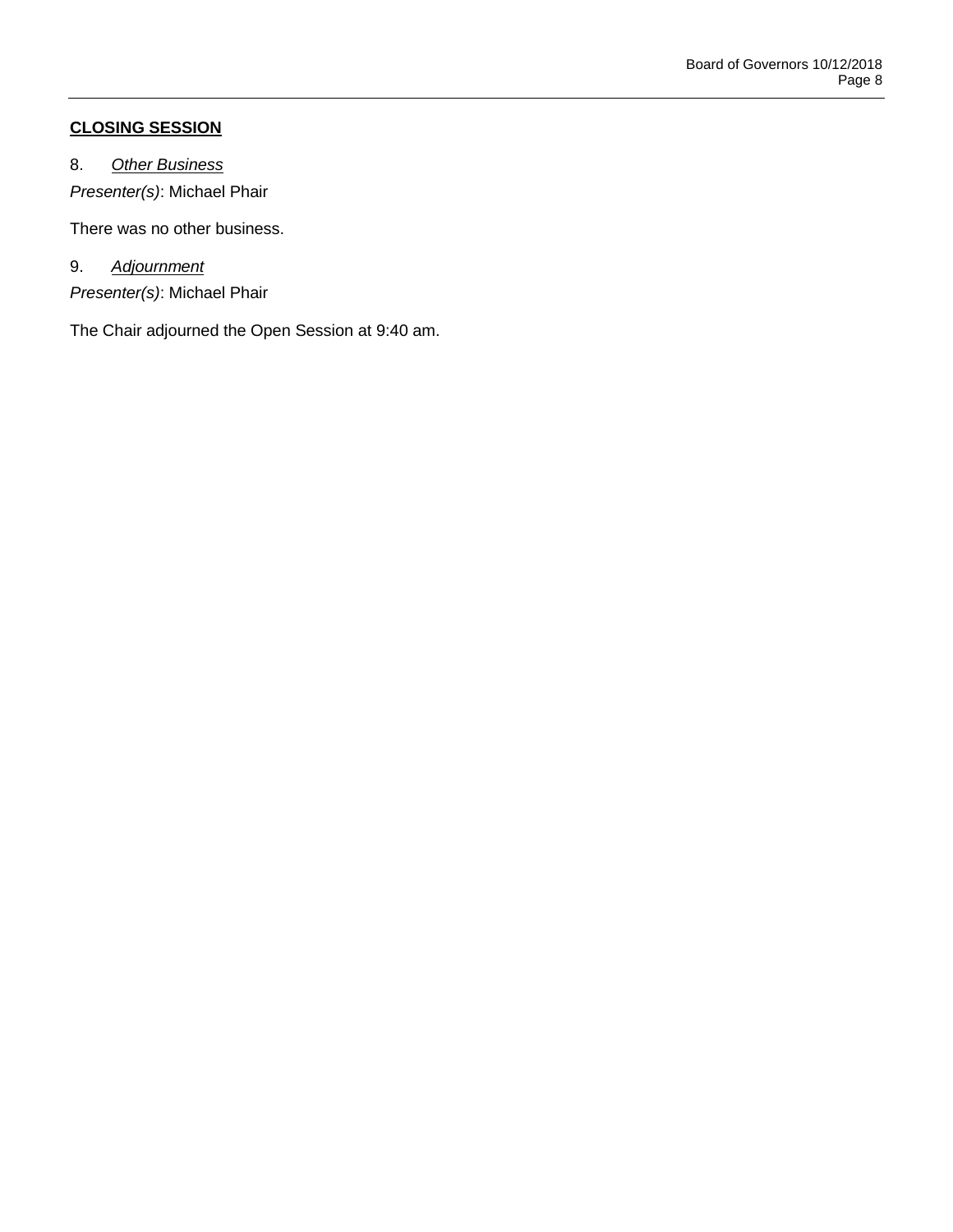**CLOSING SESSION**

8. *Other Business*

*Presenter(s)*: Michael Phair

There was no other business.

9. *Adjournment*

*Presenter(s)*: Michael Phair

The Chair adjourned the Open Session at 9:40 am.